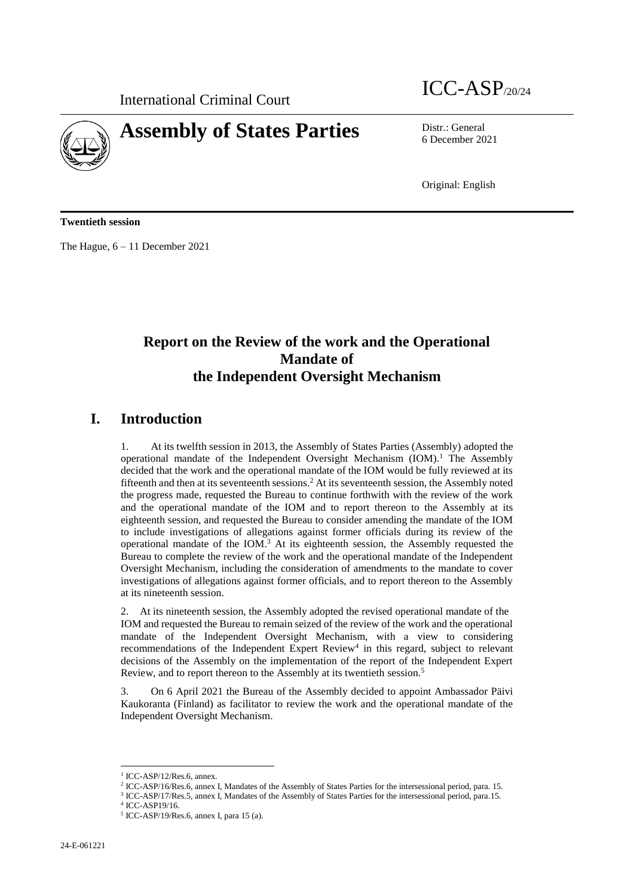International Criminal Court

ICC-ASP/20/24

# Assembly of States Parties

Distr.: General
6 December 2021

Original: English

**Twentieth session**

The Hague, 6 – 11 December 2021

## Report on the Review of the work and the Operational Mandate of the Independent Oversight Mechanism

## I. Introduction

1. At its twelfth session in 2013, the Assembly of States Parties (Assembly) adopted the operational mandate of the Independent Oversight Mechanism (IOM).[1] The Assembly decided that the work and the operational mandate of the IOM would be fully reviewed at its fifteenth and then at its seventeenth sessions.[2] At its seventeenth session, the Assembly noted the progress made, requested the Bureau to continue forthwith with the review of the work and the operational mandate of the IOM and to report thereon to the Assembly at its eighteenth session, and requested the Bureau to consider amending the mandate of the IOM to include investigations of allegations against former officials during its review of the operational mandate of the IOM.[3] At its eighteenth session, the Assembly requested the Bureau to complete the review of the work and the operational mandate of the Independent Oversight Mechanism, including the consideration of amendments to the mandate to cover investigations of allegations against former officials, and to report thereon to the Assembly at its nineteenth session.

2. At its nineteenth session, the Assembly adopted the revised operational mandate of the IOM and requested the Bureau to remain seized of the review of the work and the operational mandate of the Independent Oversight Mechanism, with a view to considering recommendations of the Independent Expert Review[4] in this regard, subject to relevant decisions of the Assembly on the implementation of the report of the Independent Expert Review, and to report thereon to the Assembly at its twentieth session.[5]

3. On 6 April 2021 the Bureau of the Assembly decided to appoint Ambassador Päivi Kaukoranta (Finland) as facilitator to review the work and the operational mandate of the Independent Oversight Mechanism.

[1] ICC-ASP/12/Res.6, annex.

[2] ICC-ASP/16/Res.6, annex I, Mandates of the Assembly of States Parties for the intersessional period, para. 15.

[3] ICC-ASP/17/Res.5, annex I, Mandates of the Assembly of States Parties for the intersessional period, para.15.

[4] ICC-ASP19/16.

[5] ICC-ASP/19/Res.6, annex I, para 15 (a).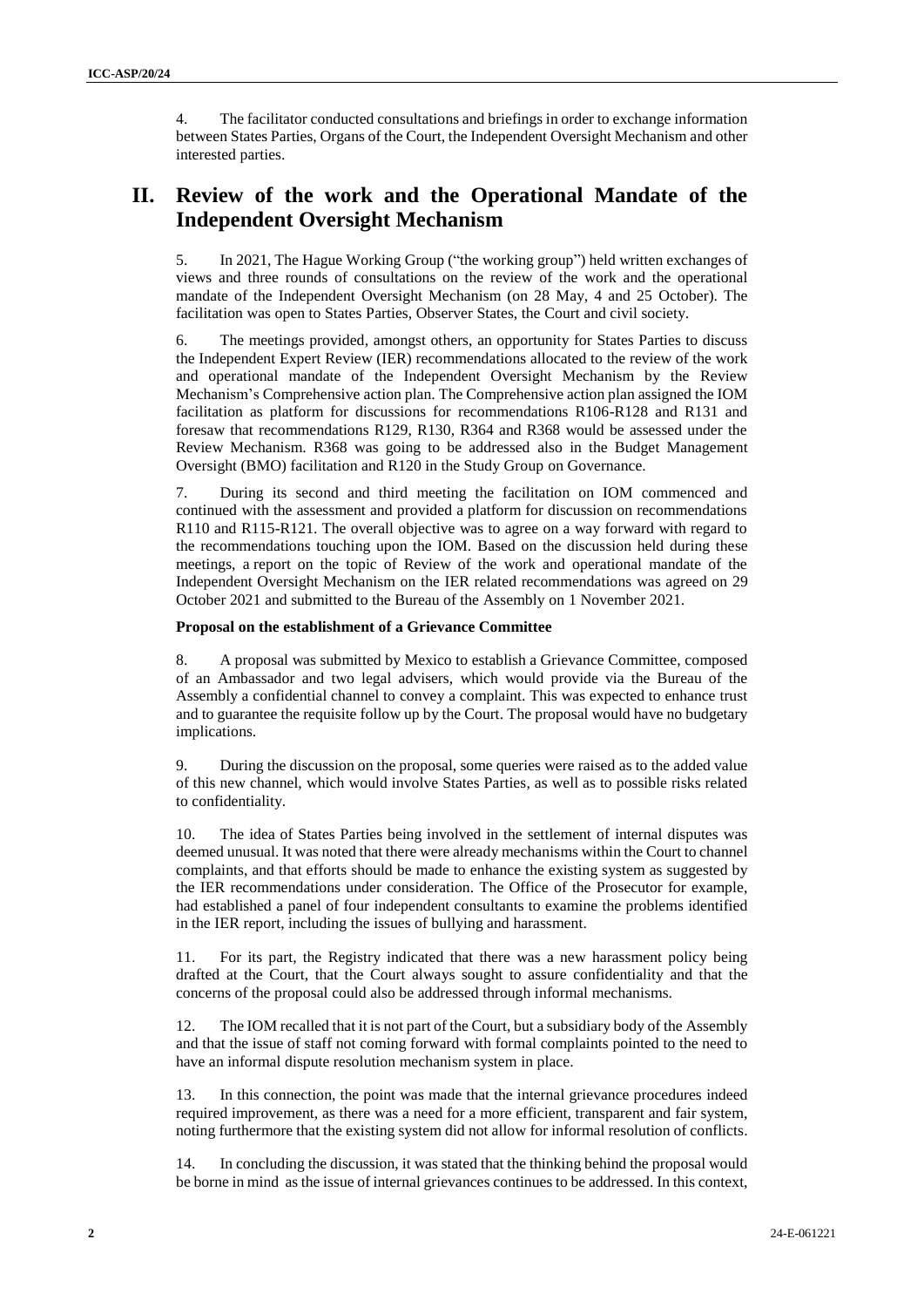4. The facilitator conducted consultations and briefings in order to exchange information between States Parties, Organs of the Court, the Independent Oversight Mechanism and other interested parties.

## II. Review of the work and the Operational Mandate of the Independent Oversight Mechanism

5. In 2021, The Hague Working Group ("the working group") held written exchanges of views and three rounds of consultations on the review of the work and the operational mandate of the Independent Oversight Mechanism (on 28 May, 4 and 25 October). The facilitation was open to States Parties, Observer States, the Court and civil society.

6. The meetings provided, amongst others, an opportunity for States Parties to discuss the Independent Expert Review (IER) recommendations allocated to the review of the work and operational mandate of the Independent Oversight Mechanism by the Review Mechanism's Comprehensive action plan. The Comprehensive action plan assigned the IOM facilitation as platform for discussions for recommendations R106-R128 and R131 and foresaw that recommendations R129, R130, R364 and R368 would be assessed under the Review Mechanism. R368 was going to be addressed also in the Budget Management Oversight (BMO) facilitation and R120 in the Study Group on Governance.

7. During its second and third meeting the facilitation on IOM commenced and continued with the assessment and provided a platform for discussion on recommendations R110 and R115-R121. The overall objective was to agree on a way forward with regard to the recommendations touching upon the IOM. Based on the discussion held during these meetings, a report on the topic of Review of the work and operational mandate of the Independent Oversight Mechanism on the IER related recommendations was agreed on 29 October 2021 and submitted to the Bureau of the Assembly on 1 November 2021.

**Proposal on the establishment of a Grievance Committee**

8. A proposal was submitted by Mexico to establish a Grievance Committee, composed of an Ambassador and two legal advisers, which would provide via the Bureau of the Assembly a confidential channel to convey a complaint. This was expected to enhance trust and to guarantee the requisite follow up by the Court. The proposal would have no budgetary implications.

9. During the discussion on the proposal, some queries were raised as to the added value of this new channel, which would involve States Parties, as well as to possible risks related to confidentiality.

10. The idea of States Parties being involved in the settlement of internal disputes was deemed unusual. It was noted that there were already mechanisms within the Court to channel complaints, and that efforts should be made to enhance the existing system as suggested by the IER recommendations under consideration. The Office of the Prosecutor for example, had established a panel of four independent consultants to examine the problems identified in the IER report, including the issues of bullying and harassment.

11. For its part, the Registry indicated that there was a new harassment policy being drafted at the Court, that the Court always sought to assure confidentiality and that the concerns of the proposal could also be addressed through informal mechanisms.

12. The IOM recalled that it is not part of the Court, but a subsidiary body of the Assembly and that the issue of staff not coming forward with formal complaints pointed to the need to have an informal dispute resolution mechanism system in place.

13. In this connection, the point was made that the internal grievance procedures indeed required improvement, as there was a need for a more efficient, transparent and fair system, noting furthermore that the existing system did not allow for informal resolution of conflicts.

14. In concluding the discussion, it was stated that the thinking behind the proposal would be borne in mind as the issue of internal grievances continues to be addressed. In this context,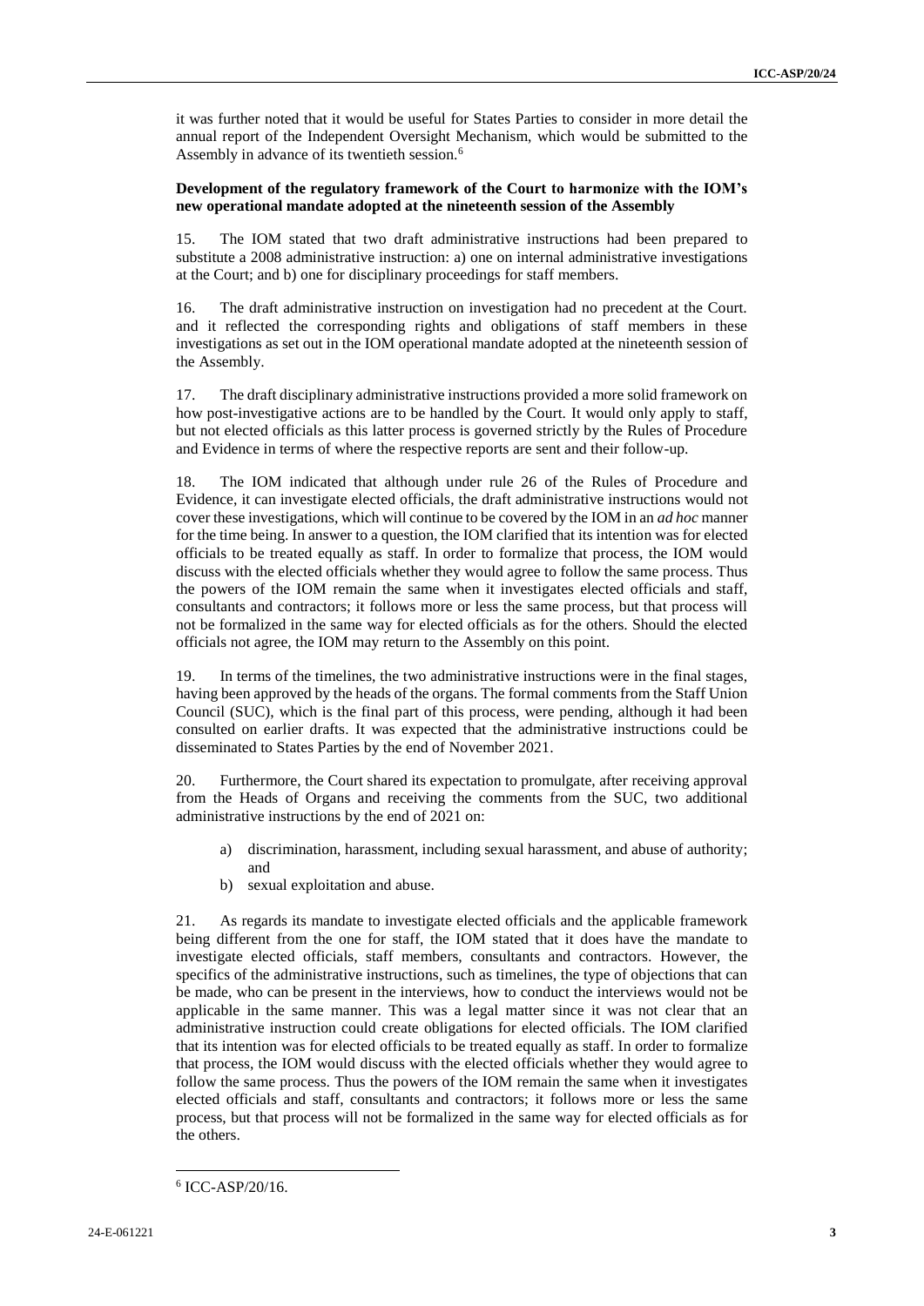it was further noted that it would be useful for States Parties to consider in more detail the annual report of the Independent Oversight Mechanism, which would be submitted to the Assembly in advance of its twentieth session.[6]

**Development of the regulatory framework of the Court to harmonize with the IOM's new operational mandate adopted at the nineteenth session of the Assembly**

15. The IOM stated that two draft administrative instructions had been prepared to substitute a 2008 administrative instruction: a) one on internal administrative investigations at the Court; and b) one for disciplinary proceedings for staff members.

16. The draft administrative instruction on investigation had no precedent at the Court. and it reflected the corresponding rights and obligations of staff members in these investigations as set out in the IOM operational mandate adopted at the nineteenth session of the Assembly.

17. The draft disciplinary administrative instructions provided a more solid framework on how post-investigative actions are to be handled by the Court. It would only apply to staff, but not elected officials as this latter process is governed strictly by the Rules of Procedure and Evidence in terms of where the respective reports are sent and their follow-up.

18. The IOM indicated that although under rule 26 of the Rules of Procedure and Evidence, it can investigate elected officials, the draft administrative instructions would not cover these investigations, which will continue to be covered by the IOM in an *ad hoc* manner for the time being. In answer to a question, the IOM clarified that its intention was for elected officials to be treated equally as staff. In order to formalize that process, the IOM would discuss with the elected officials whether they would agree to follow the same process. Thus the powers of the IOM remain the same when it investigates elected officials and staff, consultants and contractors; it follows more or less the same process, but that process will not be formalized in the same way for elected officials as for the others. Should the elected officials not agree, the IOM may return to the Assembly on this point.

19. In terms of the timelines, the two administrative instructions were in the final stages, having been approved by the heads of the organs. The formal comments from the Staff Union Council (SUC), which is the final part of this process, were pending, although it had been consulted on earlier drafts. It was expected that the administrative instructions could be disseminated to States Parties by the end of November 2021.

20. Furthermore, the Court shared its expectation to promulgate, after receiving approval from the Heads of Organs and receiving the comments from the SUC, two additional administrative instructions by the end of 2021 on:

a) discrimination, harassment, including sexual harassment, and abuse of authority; and
b) sexual exploitation and abuse.

21. As regards its mandate to investigate elected officials and the applicable framework being different from the one for staff, the IOM stated that it does have the mandate to investigate elected officials, staff members, consultants and contractors. However, the specifics of the administrative instructions, such as timelines, the type of objections that can be made, who can be present in the interviews, how to conduct the interviews would not be applicable in the same manner. This was a legal matter since it was not clear that an administrative instruction could create obligations for elected officials. The IOM clarified that its intention was for elected officials to be treated equally as staff. In order to formalize that process, the IOM would discuss with the elected officials whether they would agree to follow the same process. Thus the powers of the IOM remain the same when it investigates elected officials and staff, consultants and contractors; it follows more or less the same process, but that process will not be formalized in the same way for elected officials as for the others.

---

[6] ICC-ASP/20/16.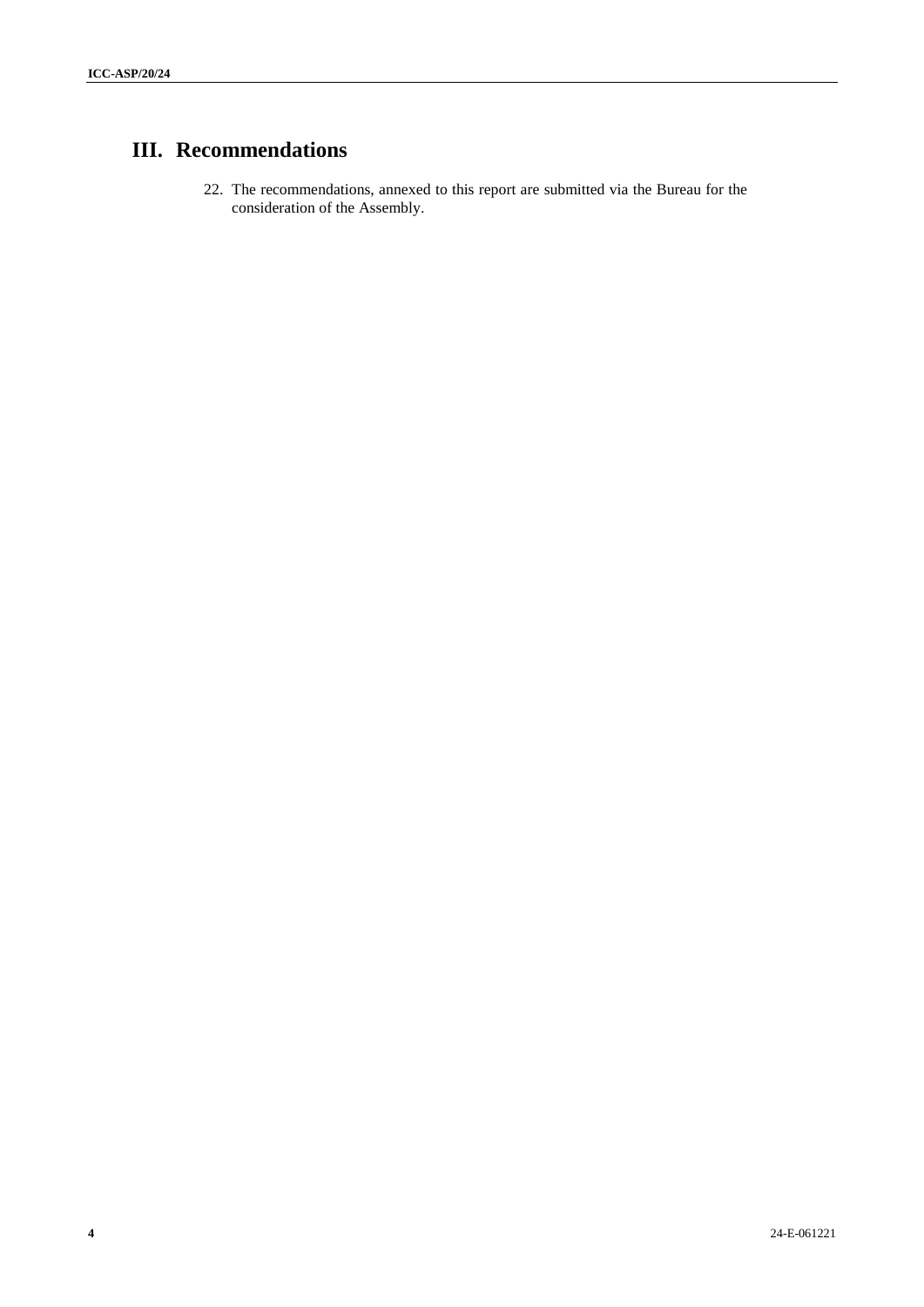# III. Recommendations

22. The recommendations, annexed to this report are submitted via the Bureau for the consideration of the Assembly.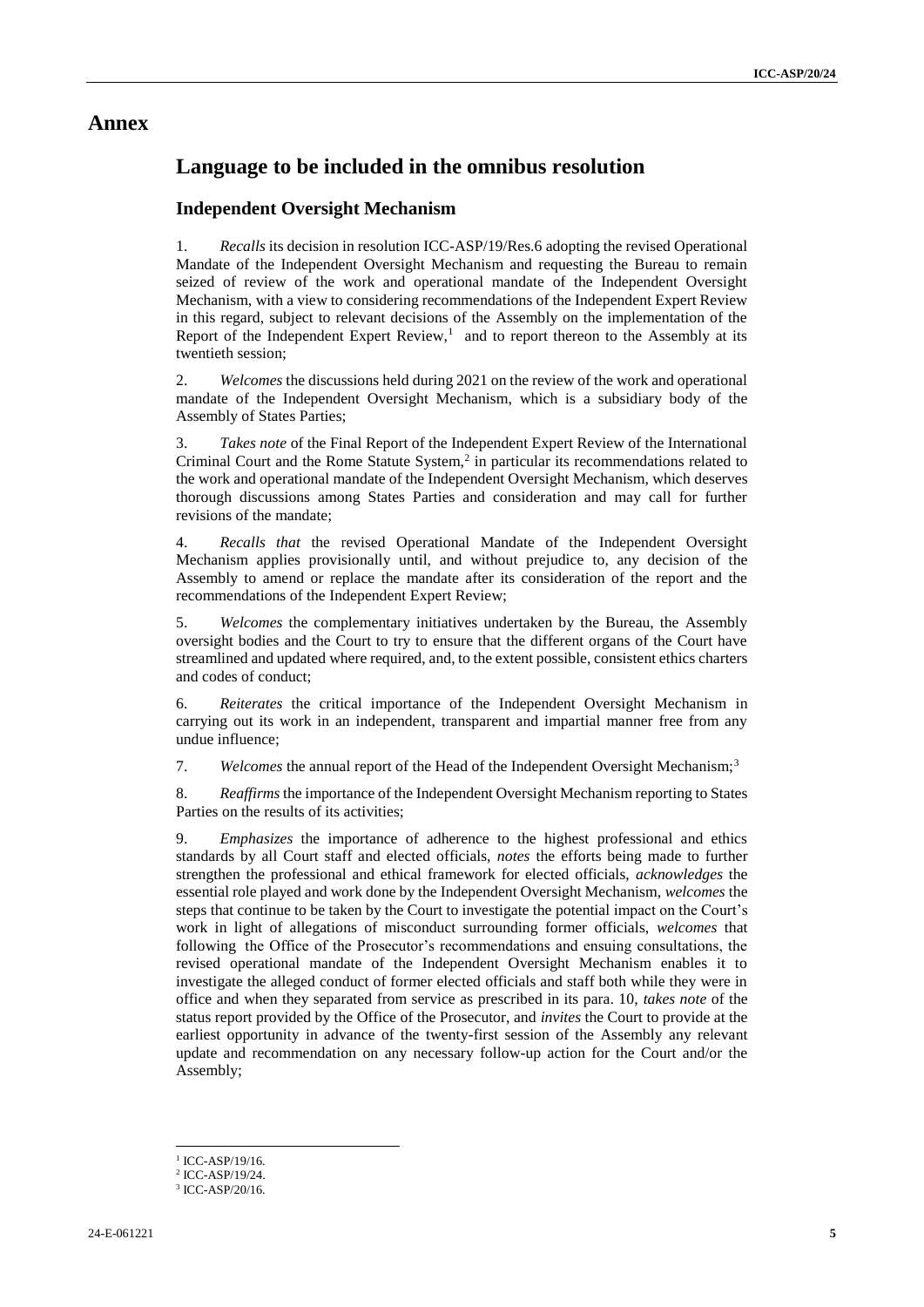# Annex

## Language to be included in the omnibus resolution

### Independent Oversight Mechanism

1. *Recalls* its decision in resolution ICC-ASP/19/Res.6 adopting the revised Operational Mandate of the Independent Oversight Mechanism and requesting the Bureau to remain seized of review of the work and operational mandate of the Independent Oversight Mechanism, with a view to considering recommendations of the Independent Expert Review in this regard, subject to relevant decisions of the Assembly on the implementation of the Report of the Independent Expert Review,[1] and to report thereon to the Assembly at its twentieth session;

2. *Welcomes* the discussions held during 2021 on the review of the work and operational mandate of the Independent Oversight Mechanism, which is a subsidiary body of the Assembly of States Parties;

3. *Takes note* of the Final Report of the Independent Expert Review of the International Criminal Court and the Rome Statute System,[2] in particular its recommendations related to the work and operational mandate of the Independent Oversight Mechanism, which deserves thorough discussions among States Parties and consideration and may call for further revisions of the mandate;

4. *Recalls that* the revised Operational Mandate of the Independent Oversight Mechanism applies provisionally until, and without prejudice to, any decision of the Assembly to amend or replace the mandate after its consideration of the report and the recommendations of the Independent Expert Review;

5. *Welcomes* the complementary initiatives undertaken by the Bureau, the Assembly oversight bodies and the Court to try to ensure that the different organs of the Court have streamlined and updated where required, and, to the extent possible, consistent ethics charters and codes of conduct;

6. *Reiterates* the critical importance of the Independent Oversight Mechanism in carrying out its work in an independent, transparent and impartial manner free from any undue influence;

7. *Welcomes* the annual report of the Head of the Independent Oversight Mechanism;[3]

8. *Reaffirms* the importance of the Independent Oversight Mechanism reporting to States Parties on the results of its activities;

9. *Emphasizes* the importance of adherence to the highest professional and ethics standards by all Court staff and elected officials, *notes* the efforts being made to further strengthen the professional and ethical framework for elected officials, *acknowledges* the essential role played and work done by the Independent Oversight Mechanism, *welcomes* the steps that continue to be taken by the Court to investigate the potential impact on the Court's work in light of allegations of misconduct surrounding former officials, *welcomes* that following the Office of the Prosecutor's recommendations and ensuing consultations, the revised operational mandate of the Independent Oversight Mechanism enables it to investigate the alleged conduct of former elected officials and staff both while they were in office and when they separated from service as prescribed in its para. 10, *takes note* of the status report provided by the Office of the Prosecutor, and *invites* the Court to provide at the earliest opportunity in advance of the twenty-first session of the Assembly any relevant update and recommendation on any necessary follow-up action for the Court and/or the Assembly;

---

[1] ICC-ASP/19/16.

[2] ICC-ASP/19/24.

[3] ICC-ASP/20/16.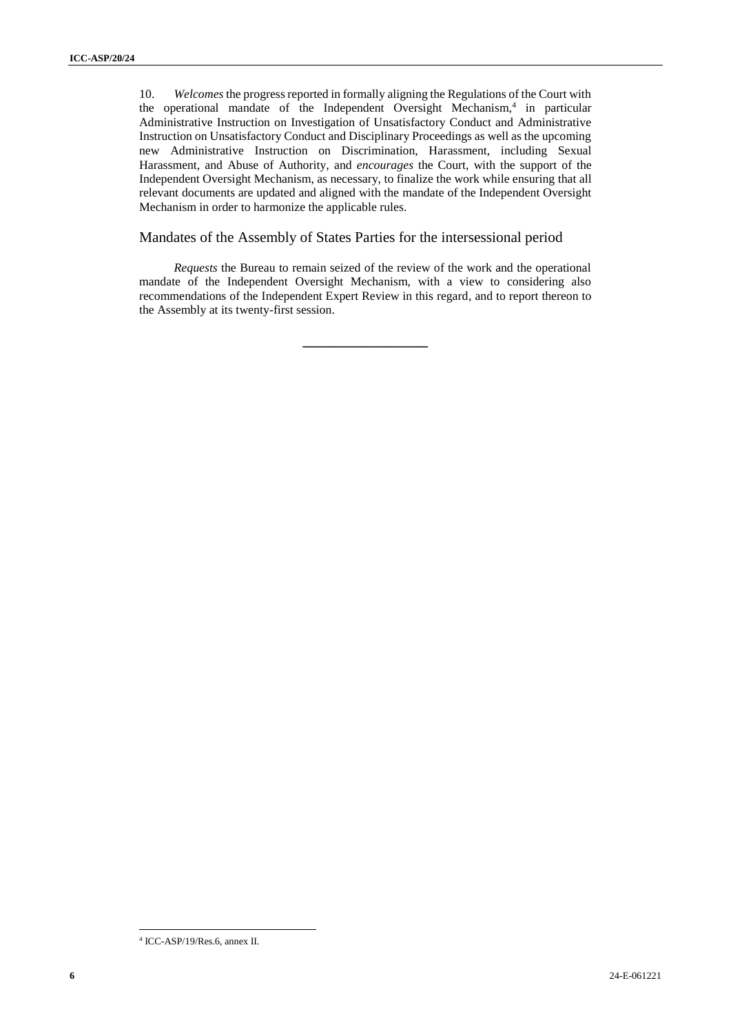10. *Welcomes* the progress reported in formally aligning the Regulations of the Court with the operational mandate of the Independent Oversight Mechanism,[4] in particular Administrative Instruction on Investigation of Unsatisfactory Conduct and Administrative Instruction on Unsatisfactory Conduct and Disciplinary Proceedings as well as the upcoming new Administrative Instruction on Discrimination, Harassment, including Sexual Harassment, and Abuse of Authority, and *encourages* the Court, with the support of the Independent Oversight Mechanism, as necessary, to finalize the work while ensuring that all relevant documents are updated and aligned with the mandate of the Independent Oversight Mechanism in order to harmonize the applicable rules.

## Mandates of the Assembly of States Parties for the intersessional period

*Requests* the Bureau to remain seized of the review of the work and the operational mandate of the Independent Oversight Mechanism, with a view to considering also recommendations of the Independent Expert Review in this regard, and to report thereon to the Assembly at its twenty-first session.

---

[4] ICC-ASP/19/Res.6, annex II.